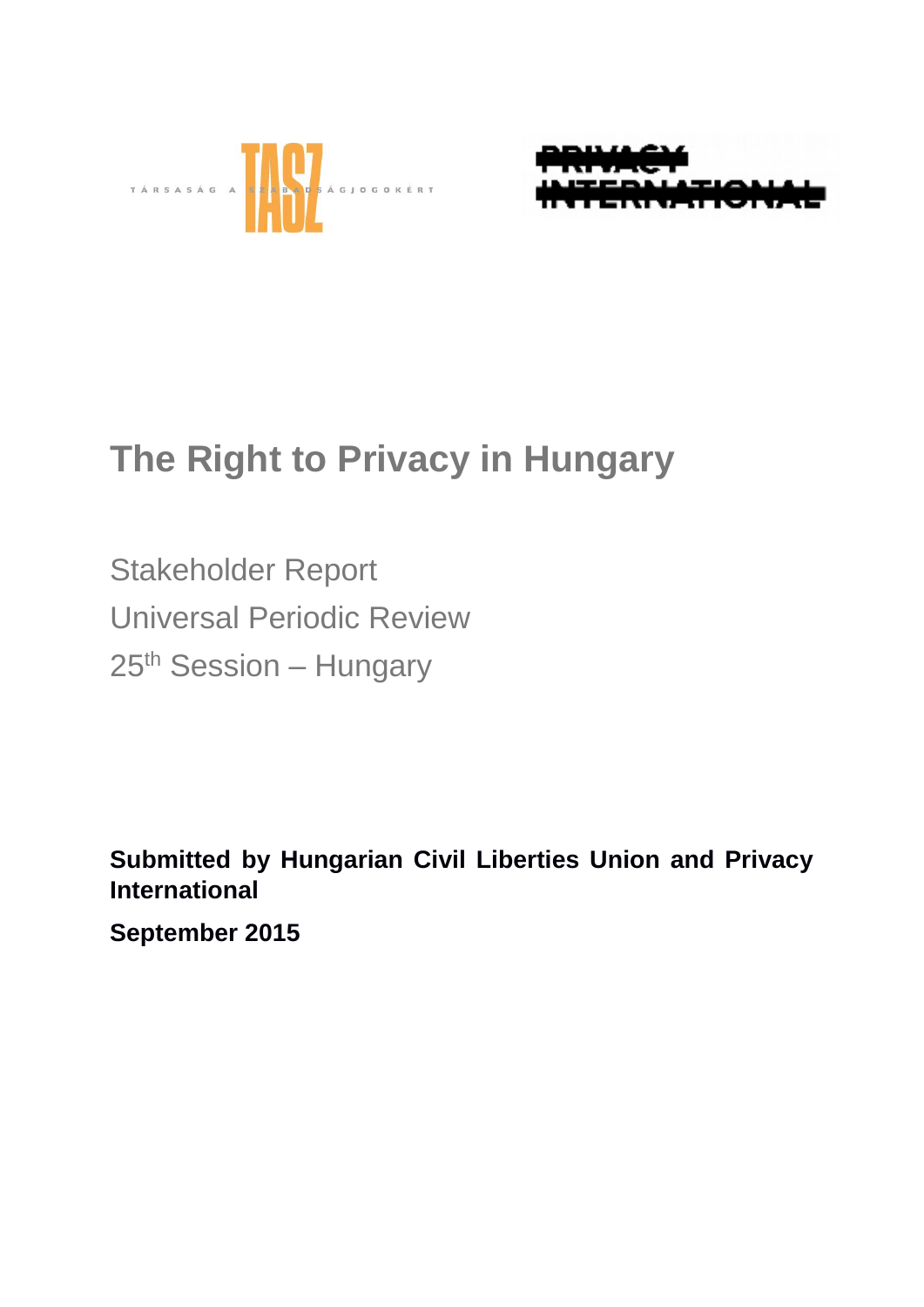# The Right to Privacy in Hungary

Stakeholder Report

Universal Periodic Review

25th Session – Hungary

**Submitted by Hungarian Civil Liberties Union and Privacy International**

**September 2015**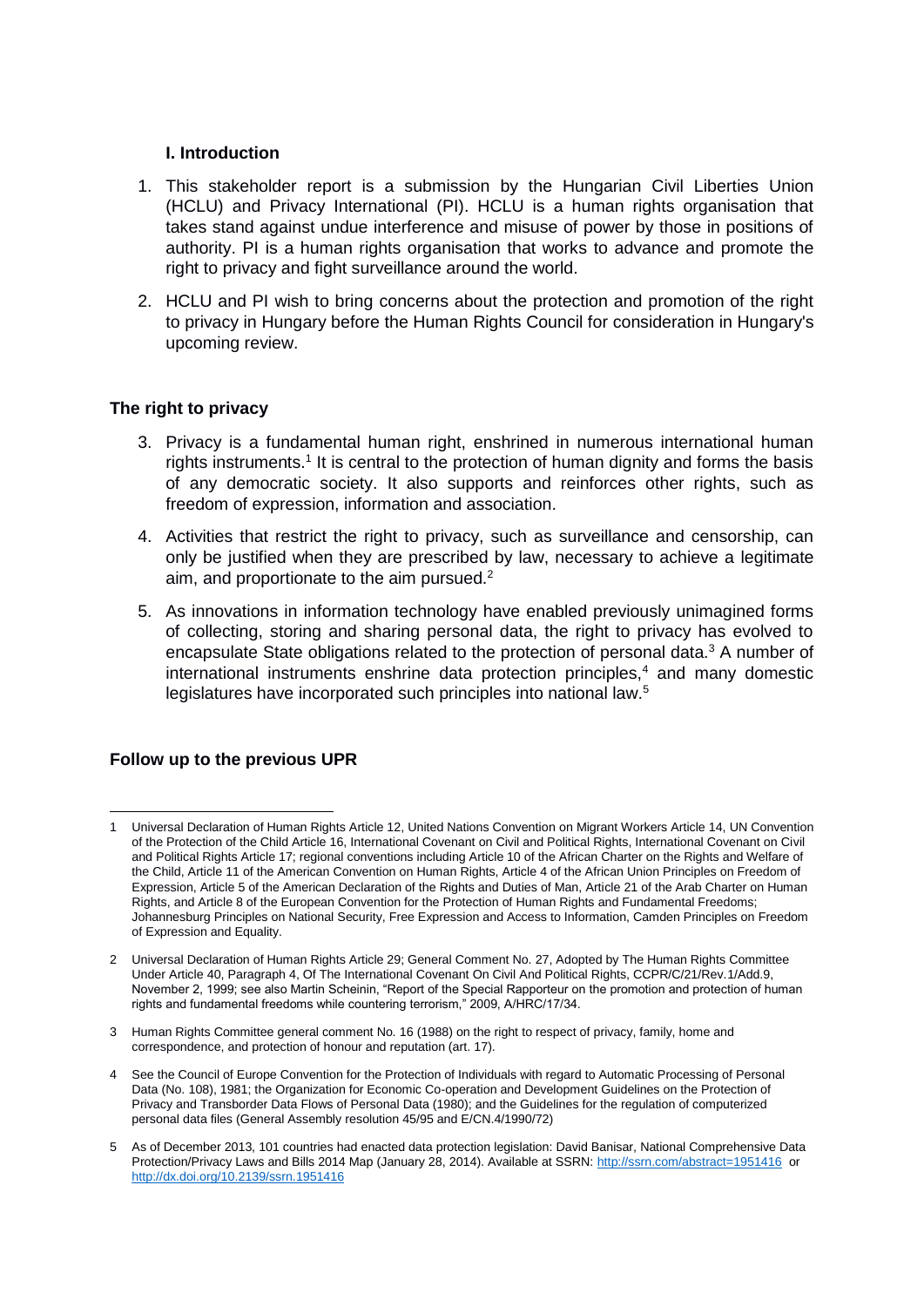## I. Introduction

1. This stakeholder report is a submission by the Hungarian Civil Liberties Union (HCLU) and Privacy International (PI). HCLU is a human rights organisation that takes stand against undue interference and misuse of power by those in positions of authority. PI is a human rights organisation that works to advance and promote the right to privacy and fight surveillance around the world.

2. HCLU and PI wish to bring concerns about the protection and promotion of the right to privacy in Hungary before the Human Rights Council for consideration in Hungary's upcoming review.

### The right to privacy

3. Privacy is a fundamental human right, enshrined in numerous international human rights instruments.[1] It is central to the protection of human dignity and forms the basis of any democratic society. It also supports and reinforces other rights, such as freedom of expression, information and association.

4. Activities that restrict the right to privacy, such as surveillance and censorship, can only be justified when they are prescribed by law, necessary to achieve a legitimate aim, and proportionate to the aim pursued.[2]

5. As innovations in information technology have enabled previously unimagined forms of collecting, storing and sharing personal data, the right to privacy has evolved to encapsulate State obligations related to the protection of personal data.[3] A number of international instruments enshrine data protection principles,[4] and many domestic legislatures have incorporated such principles into national law.[5]

### Follow up to the previous UPR

---

1 Universal Declaration of Human Rights Article 12, United Nations Convention on Migrant Workers Article 14, UN Convention of the Protection of the Child Article 16, International Covenant on Civil and Political Rights, International Covenant on Civil and Political Rights Article 17; regional conventions including Article 10 of the African Charter on the Rights and Welfare of the Child, Article 11 of the American Convention on Human Rights, Article 4 of the African Union Principles on Freedom of Expression, Article 5 of the American Declaration of the Rights and Duties of Man, Article 21 of the Arab Charter on Human Rights, and Article 8 of the European Convention for the Protection of Human Rights and Fundamental Freedoms; Johannesburg Principles on National Security, Free Expression and Access to Information, Camden Principles on Freedom of Expression and Equality.

2 Universal Declaration of Human Rights Article 29; General Comment No. 27, Adopted by The Human Rights Committee Under Article 40, Paragraph 4, Of The International Covenant On Civil And Political Rights, CCPR/C/21/Rev.1/Add.9, November 2, 1999; see also Martin Scheinin, "Report of the Special Rapporteur on the promotion and protection of human rights and fundamental freedoms while countering terrorism," 2009, A/HRC/17/34.

3 Human Rights Committee general comment No. 16 (1988) on the right to respect of privacy, family, home and correspondence, and protection of honour and reputation (art. 17).

4 See the Council of Europe Convention for the Protection of Individuals with regard to Automatic Processing of Personal Data (No. 108), 1981; the Organization for Economic Co-operation and Development Guidelines on the Protection of Privacy and Transborder Data Flows of Personal Data (1980); and the Guidelines for the regulation of computerized personal data files (General Assembly resolution 45/95 and E/CN.4/1990/72)

5 As of December 2013, 101 countries had enacted data protection legislation: David Banisar, National Comprehensive Data Protection/Privacy Laws and Bills 2014 Map (January 28, 2014). Available at SSRN: http://ssrn.com/abstract=1951416 or http://dx.doi.org/10.2139/ssrn.1951416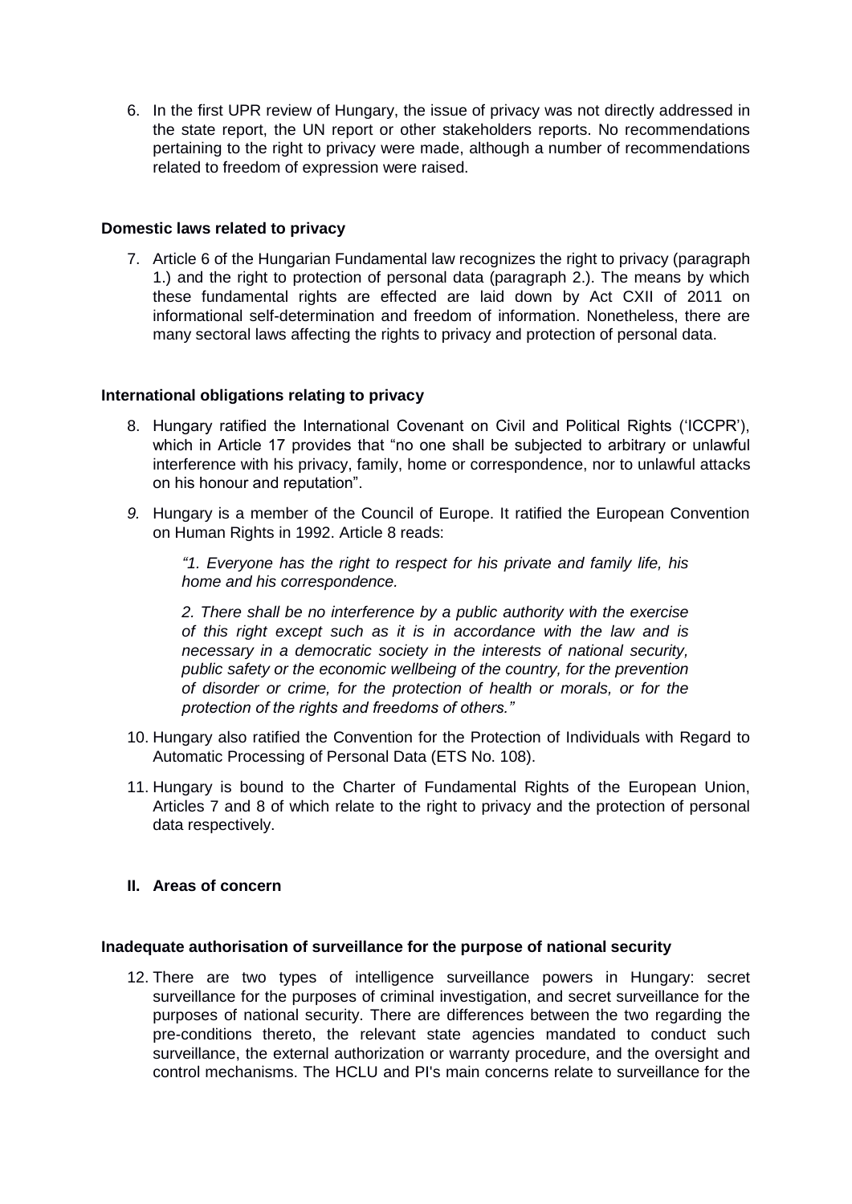6. In the first UPR review of Hungary, the issue of privacy was not directly addressed in the state report, the UN report or other stakeholders reports. No recommendations pertaining to the right to privacy were made, although a number of recommendations related to freedom of expression were raised.

**Domestic laws related to privacy**

7. Article 6 of the Hungarian Fundamental law recognizes the right to privacy (paragraph 1.) and the right to protection of personal data (paragraph 2.). The means by which these fundamental rights are effected are laid down by Act CXII of 2011 on informational self-determination and freedom of information. Nonetheless, there are many sectoral laws affecting the rights to privacy and protection of personal data.

**International obligations relating to privacy**

8. Hungary ratified the International Covenant on Civil and Political Rights ('ICCPR'), which in Article 17 provides that "no one shall be subjected to arbitrary or unlawful interference with his privacy, family, home or correspondence, nor to unlawful attacks on his honour and reputation".

9. Hungary is a member of the Council of Europe. It ratified the European Convention on Human Rights in 1992. Article 8 reads:

   *"1. Everyone has the right to respect for his private and family life, his home and his correspondence.*

   *2. There shall be no interference by a public authority with the exercise of this right except such as it is in accordance with the law and is necessary in a democratic society in the interests of national security, public safety or the economic wellbeing of the country, for the prevention of disorder or crime, for the protection of health or morals, or for the protection of the rights and freedoms of others."*

10. Hungary also ratified the Convention for the Protection of Individuals with Regard to Automatic Processing of Personal Data (ETS No. 108).

11. Hungary is bound to the Charter of Fundamental Rights of the European Union, Articles 7 and 8 of which relate to the right to privacy and the protection of personal data respectively.

## II. Areas of concern

**Inadequate authorisation of surveillance for the purpose of national security**

12. There are two types of intelligence surveillance powers in Hungary: secret surveillance for the purposes of criminal investigation, and secret surveillance for the purposes of national security. There are differences between the two regarding the pre-conditions thereto, the relevant state agencies mandated to conduct such surveillance, the external authorization or warranty procedure, and the oversight and control mechanisms. The HCLU and PI's main concerns relate to surveillance for the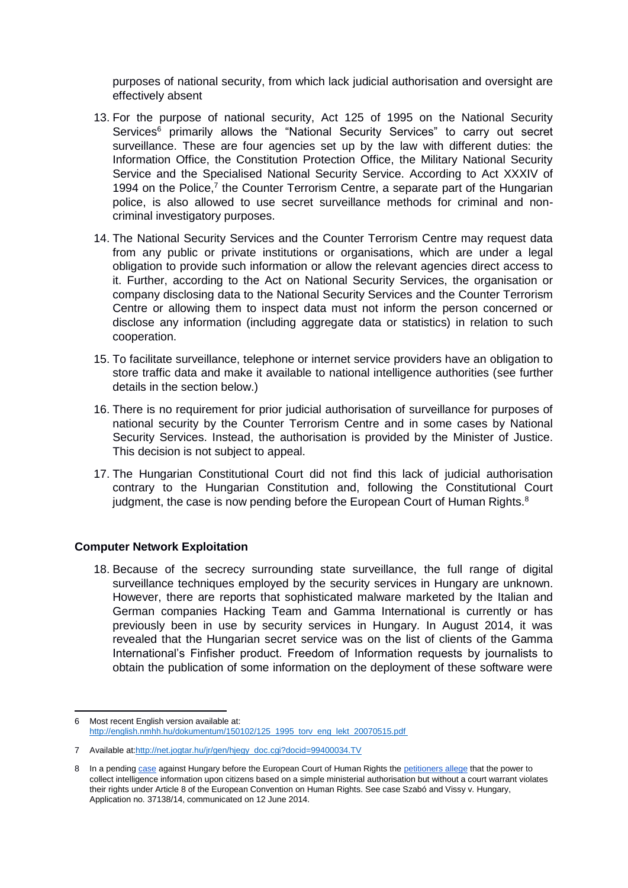purposes of national security, from which lack judicial authorisation and oversight are effectively absent

13. For the purpose of national security, Act 125 of 1995 on the National Security Services[6] primarily allows the "National Security Services" to carry out secret surveillance. These are four agencies set up by the law with different duties: the Information Office, the Constitution Protection Office, the Military National Security Service and the Specialised National Security Service. According to Act XXXIV of 1994 on the Police,[7] the Counter Terrorism Centre, a separate part of the Hungarian police, is also allowed to use secret surveillance methods for criminal and non-criminal investigatory purposes.

14. The National Security Services and the Counter Terrorism Centre may request data from any public or private institutions or organisations, which are under a legal obligation to provide such information or allow the relevant agencies direct access to it. Further, according to the Act on National Security Services, the organisation or company disclosing data to the National Security Services and the Counter Terrorism Centre or allowing them to inspect data must not inform the person concerned or disclose any information (including aggregate data or statistics) in relation to such cooperation.

15. To facilitate surveillance, telephone or internet service providers have an obligation to store traffic data and make it available to national intelligence authorities (see further details in the section below.)

16. There is no requirement for prior judicial authorisation of surveillance for purposes of national security by the Counter Terrorism Centre and in some cases by National Security Services. Instead, the authorisation is provided by the Minister of Justice. This decision is not subject to appeal.

17. The Hungarian Constitutional Court did not find this lack of judicial authorisation contrary to the Hungarian Constitution and, following the Constitutional Court judgment, the case is now pending before the European Court of Human Rights.[8]

## Computer Network Exploitation

18. Because of the secrecy surrounding state surveillance, the full range of digital surveillance techniques employed by the security services in Hungary are unknown. However, there are reports that sophisticated malware marketed by the Italian and German companies Hacking Team and Gamma International is currently or has previously been in use by security services in Hungary. In August 2014, it was revealed that the Hungarian secret service was on the list of clients of the Gamma International's Finfisher product. Freedom of Information requests by journalists to obtain the publication of some information on the deployment of these software were

---

6 Most recent English version available at: http://english.nmhh.hu/dokumentum/150102/125_1995_torv_eng_lekt_20070515.pdf

7 Available at:http://net.jogtar.hu/jr/gen/hjegy_doc.cgi?docid=99400034.TV

8 In a pending case against Hungary before the European Court of Human Rights the petitioners allege that the power to collect intelligence information upon citizens based on a simple ministerial authorisation but without a court warrant violates their rights under Article 8 of the European Convention on Human Rights. See case Szabó and Vissy v. Hungary, Application no. 37138/14, communicated on 12 June 2014.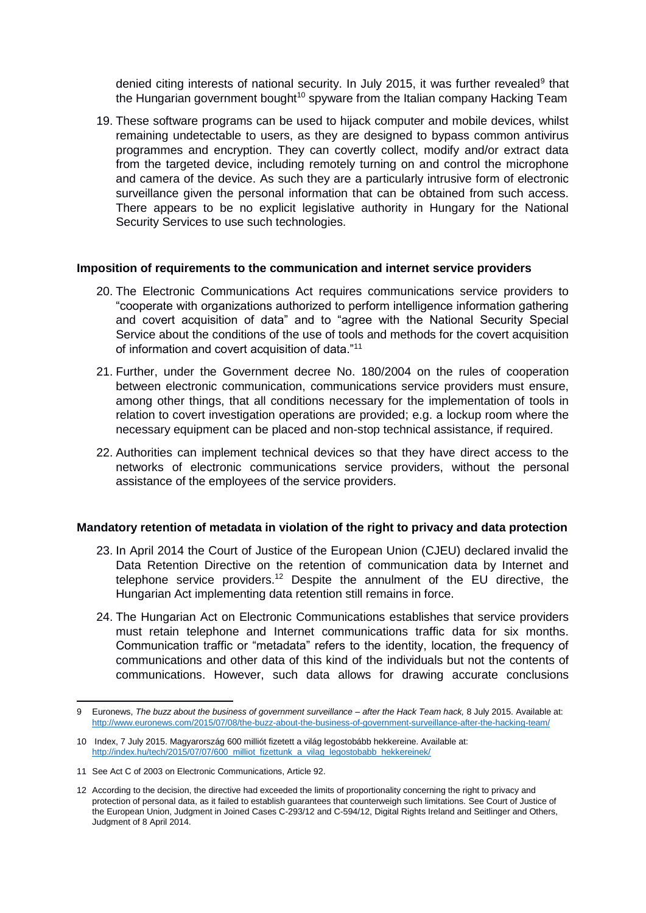denied citing interests of national security. In July 2015, it was further revealed[9] that the Hungarian government bought[10] spyware from the Italian company Hacking Team

19. These software programs can be used to hijack computer and mobile devices, whilst remaining undetectable to users, as they are designed to bypass common antivirus programmes and encryption. They can covertly collect, modify and/or extract data from the targeted device, including remotely turning on and control the microphone and camera of the device. As such they are a particularly intrusive form of electronic surveillance given the personal information that can be obtained from such access. There appears to be no explicit legislative authority in Hungary for the National Security Services to use such technologies.

**Imposition of requirements to the communication and internet service providers**

20. The Electronic Communications Act requires communications service providers to "cooperate with organizations authorized to perform intelligence information gathering and covert acquisition of data" and to "agree with the National Security Special Service about the conditions of the use of tools and methods for the covert acquisition of information and covert acquisition of data."[11]

21. Further, under the Government decree No. 180/2004 on the rules of cooperation between electronic communication, communications service providers must ensure, among other things, that all conditions necessary for the implementation of tools in relation to covert investigation operations are provided; e.g. a lockup room where the necessary equipment can be placed and non-stop technical assistance, if required.

22. Authorities can implement technical devices so that they have direct access to the networks of electronic communications service providers, without the personal assistance of the employees of the service providers.

**Mandatory retention of metadata in violation of the right to privacy and data protection**

23. In April 2014 the Court of Justice of the European Union (CJEU) declared invalid the Data Retention Directive on the retention of communication data by Internet and telephone service providers.[12] Despite the annulment of the EU directive, the Hungarian Act implementing data retention still remains in force.

24. The Hungarian Act on Electronic Communications establishes that service providers must retain telephone and Internet communications traffic data for six months. Communication traffic or "metadata" refers to the identity, location, the frequency of communications and other data of this kind of the individuals but not the contents of communications. However, such data allows for drawing accurate conclusions

---

9 Euronews, *The buzz about the business of government surveillance – after the Hack Team hack,* 8 July 2015. Available at: http://www.euronews.com/2015/07/08/the-buzz-about-the-business-of-government-surveillance-after-the-hacking-team/

10 Index, 7 July 2015. Magyarország 600 milliót fizetett a világ legostobább hekkereine. Available at: http://index.hu/tech/2015/07/07/600_milliot_fizettunk_a_vilag_legostobabb_hekkereinek/

11 See Act C of 2003 on Electronic Communications, Article 92.

12 According to the decision, the directive had exceeded the limits of proportionality concerning the right to privacy and protection of personal data, as it failed to establish guarantees that counterweigh such limitations. See Court of Justice of the European Union, Judgment in Joined Cases C-293/12 and C-594/12, Digital Rights Ireland and Seitlinger and Others, Judgment of 8 April 2014.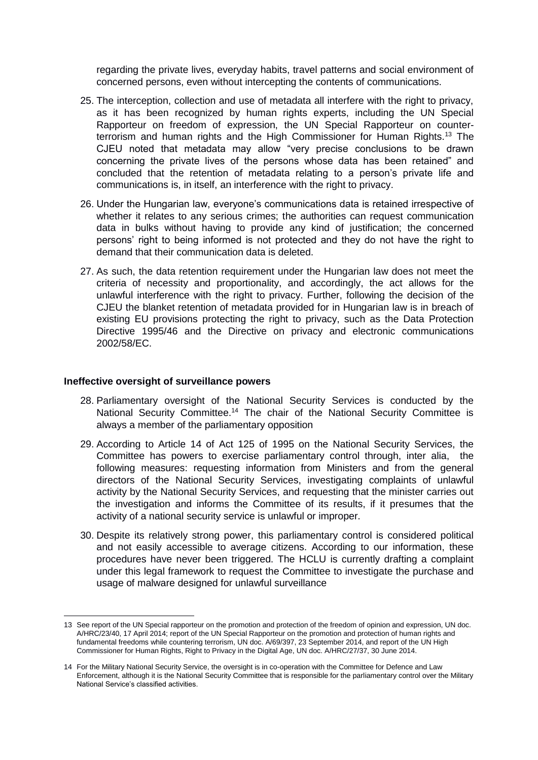regarding the private lives, everyday habits, travel patterns and social environment of concerned persons, even without intercepting the contents of communications.

25. The interception, collection and use of metadata all interfere with the right to privacy, as it has been recognized by human rights experts, including the UN Special Rapporteur on freedom of expression, the UN Special Rapporteur on counter-terrorism and human rights and the High Commissioner for Human Rights.[13] The CJEU noted that metadata may allow "very precise conclusions to be drawn concerning the private lives of the persons whose data has been retained" and concluded that the retention of metadata relating to a person's private life and communications is, in itself, an interference with the right to privacy.

26. Under the Hungarian law, everyone's communications data is retained irrespective of whether it relates to any serious crimes; the authorities can request communication data in bulks without having to provide any kind of justification; the concerned persons' right to being informed is not protected and they do not have the right to demand that their communication data is deleted.

27. As such, the data retention requirement under the Hungarian law does not meet the criteria of necessity and proportionality, and accordingly, the act allows for the unlawful interference with the right to privacy. Further, following the decision of the CJEU the blanket retention of metadata provided for in Hungarian law is in breach of existing EU provisions protecting the right to privacy, such as the Data Protection Directive 1995/46 and the Directive on privacy and electronic communications 2002/58/EC.

**Ineffective oversight of surveillance powers**

28. Parliamentary oversight of the National Security Services is conducted by the National Security Committee.[14] The chair of the National Security Committee is always a member of the parliamentary opposition

29. According to Article 14 of Act 125 of 1995 on the National Security Services, the Committee has powers to exercise parliamentary control through, inter alia, the following measures: requesting information from Ministers and from the general directors of the National Security Services, investigating complaints of unlawful activity by the National Security Services, and requesting that the minister carries out the investigation and informs the Committee of its results, if it presumes that the activity of a national security service is unlawful or improper.

30. Despite its relatively strong power, this parliamentary control is considered political and not easily accessible to average citizens. According to our information, these procedures have never been triggered. The HCLU is currently drafting a complaint under this legal framework to request the Committee to investigate the purchase and usage of malware designed for unlawful surveillance

---

13 See report of the UN Special rapporteur on the promotion and protection of the freedom of opinion and expression, UN doc. A/HRC/23/40, 17 April 2014; report of the UN Special Rapporteur on the promotion and protection of human rights and fundamental freedoms while countering terrorism, UN doc. A/69/397, 23 September 2014, and report of the UN High Commissioner for Human Rights, Right to Privacy in the Digital Age, UN doc. A/HRC/27/37, 30 June 2014.

14 For the Military National Security Service, the oversight is in co-operation with the Committee for Defence and Law Enforcement, although it is the National Security Committee that is responsible for the parliamentary control over the Military National Service's classified activities.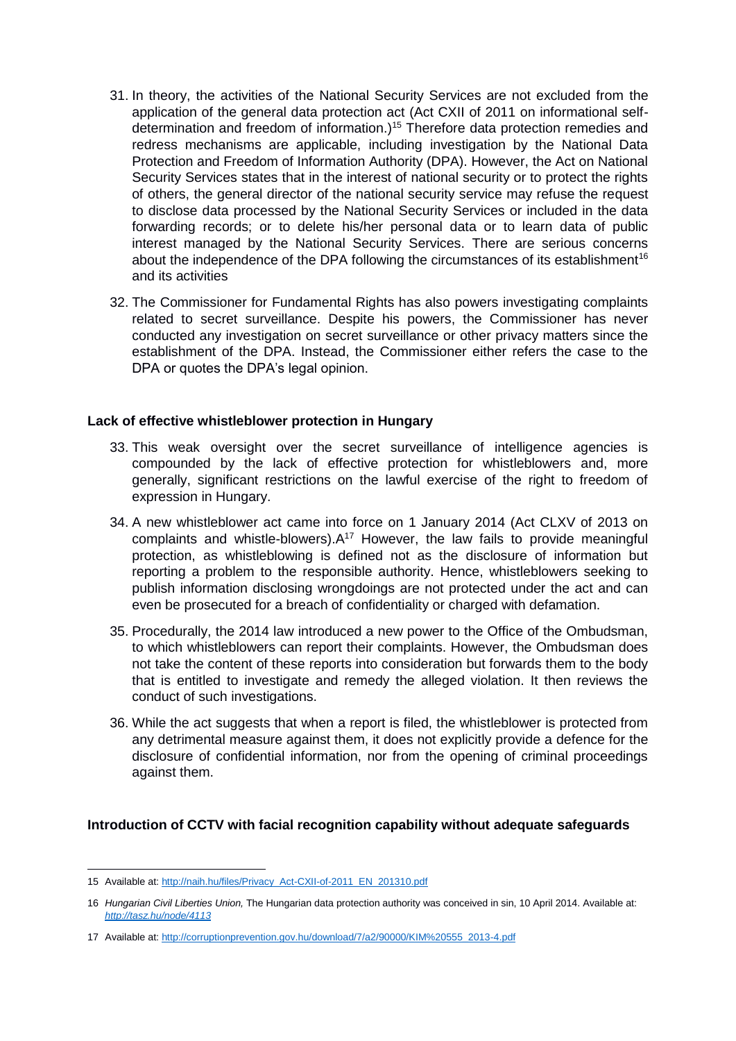31. In theory, the activities of the National Security Services are not excluded from the application of the general data protection act (Act CXII of 2011 on informational self-determination and freedom of information.)[15] Therefore data protection remedies and redress mechanisms are applicable, including investigation by the National Data Protection and Freedom of Information Authority (DPA). However, the Act on National Security Services states that in the interest of national security or to protect the rights of others, the general director of the national security service may refuse the request to disclose data processed by the National Security Services or included in the data forwarding records; or to delete his/her personal data or to learn data of public interest managed by the National Security Services. There are serious concerns about the independence of the DPA following the circumstances of its establishment[16] and its activities

32. The Commissioner for Fundamental Rights has also powers investigating complaints related to secret surveillance. Despite his powers, the Commissioner has never conducted any investigation on secret surveillance or other privacy matters since the establishment of the DPA. Instead, the Commissioner either refers the case to the DPA or quotes the DPA's legal opinion.

### Lack of effective whistleblower protection in Hungary

33. This weak oversight over the secret surveillance of intelligence agencies is compounded by the lack of effective protection for whistleblowers and, more generally, significant restrictions on the lawful exercise of the right to freedom of expression in Hungary.

34. A new whistleblower act came into force on 1 January 2014 (Act CLXV of 2013 on complaints and whistle-blowers).A[17] However, the law fails to provide meaningful protection, as whistleblowing is defined not as the disclosure of information but reporting a problem to the responsible authority. Hence, whistleblowers seeking to publish information disclosing wrongdoings are not protected under the act and can even be prosecuted for a breach of confidentiality or charged with defamation.

35. Procedurally, the 2014 law introduced a new power to the Office of the Ombudsman, to which whistleblowers can report their complaints. However, the Ombudsman does not take the content of these reports into consideration but forwards them to the body that is entitled to investigate and remedy the alleged violation. It then reviews the conduct of such investigations.

36. While the act suggests that when a report is filed, the whistleblower is protected from any detrimental measure against them, it does not explicitly provide a defence for the disclosure of confidential information, nor from the opening of criminal proceedings against them.

### Introduction of CCTV with facial recognition capability without adequate safeguards

---

15 Available at: http://naih.hu/files/Privacy_Act-CXII-of-2011_EN_201310.pdf

16 *Hungarian Civil Liberties Union,* The Hungarian data protection authority was conceived in sin, 10 April 2014. Available at: *http://tasz.hu/node/4113*

17 Available at: http://corruptionprevention.gov.hu/download/7/a2/90000/KIM%20555_2013-4.pdf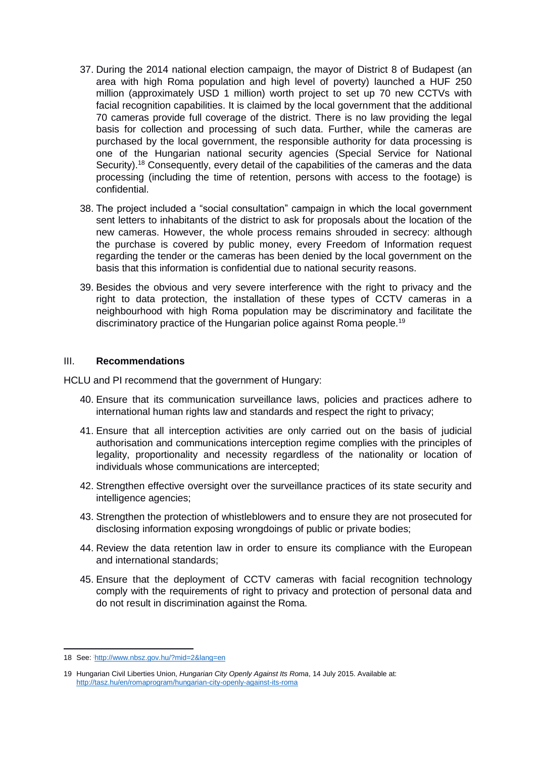37. During the 2014 national election campaign, the mayor of District 8 of Budapest (an area with high Roma population and high level of poverty) launched a HUF 250 million (approximately USD 1 million) worth project to set up 70 new CCTVs with facial recognition capabilities. It is claimed by the local government that the additional 70 cameras provide full coverage of the district. There is no law providing the legal basis for collection and processing of such data. Further, while the cameras are purchased by the local government, the responsible authority for data processing is one of the Hungarian national security agencies (Special Service for National Security).[18] Consequently, every detail of the capabilities of the cameras and the data processing (including the time of retention, persons with access to the footage) is confidential.

38. The project included a "social consultation" campaign in which the local government sent letters to inhabitants of the district to ask for proposals about the location of the new cameras. However, the whole process remains shrouded in secrecy: although the purchase is covered by public money, every Freedom of Information request regarding the tender or the cameras has been denied by the local government on the basis that this information is confidential due to national security reasons.

39. Besides the obvious and very severe interference with the right to privacy and the right to data protection, the installation of these types of CCTV cameras in a neighbourhood with high Roma population may be discriminatory and facilitate the discriminatory practice of the Hungarian police against Roma people.[19]

## III. Recommendations

HCLU and PI recommend that the government of Hungary:

40. Ensure that its communication surveillance laws, policies and practices adhere to international human rights law and standards and respect the right to privacy;

41. Ensure that all interception activities are only carried out on the basis of judicial authorisation and communications interception regime complies with the principles of legality, proportionality and necessity regardless of the nationality or location of individuals whose communications are intercepted;

42. Strengthen effective oversight over the surveillance practices of its state security and intelligence agencies;

43. Strengthen the protection of whistleblowers and to ensure they are not prosecuted for disclosing information exposing wrongdoings of public or private bodies;

44. Review the data retention law in order to ensure its compliance with the European and international standards;

45. Ensure that the deployment of CCTV cameras with facial recognition technology comply with the requirements of right to privacy and protection of personal data and do not result in discrimination against the Roma.

---

18 See: http://www.nbsz.gov.hu/?mid=2&lang=en

19 Hungarian Civil Liberties Union, *Hungarian City Openly Against Its Roma*, 14 July 2015. Available at: http://tasz.hu/en/romaprogram/hungarian-city-openly-against-its-roma